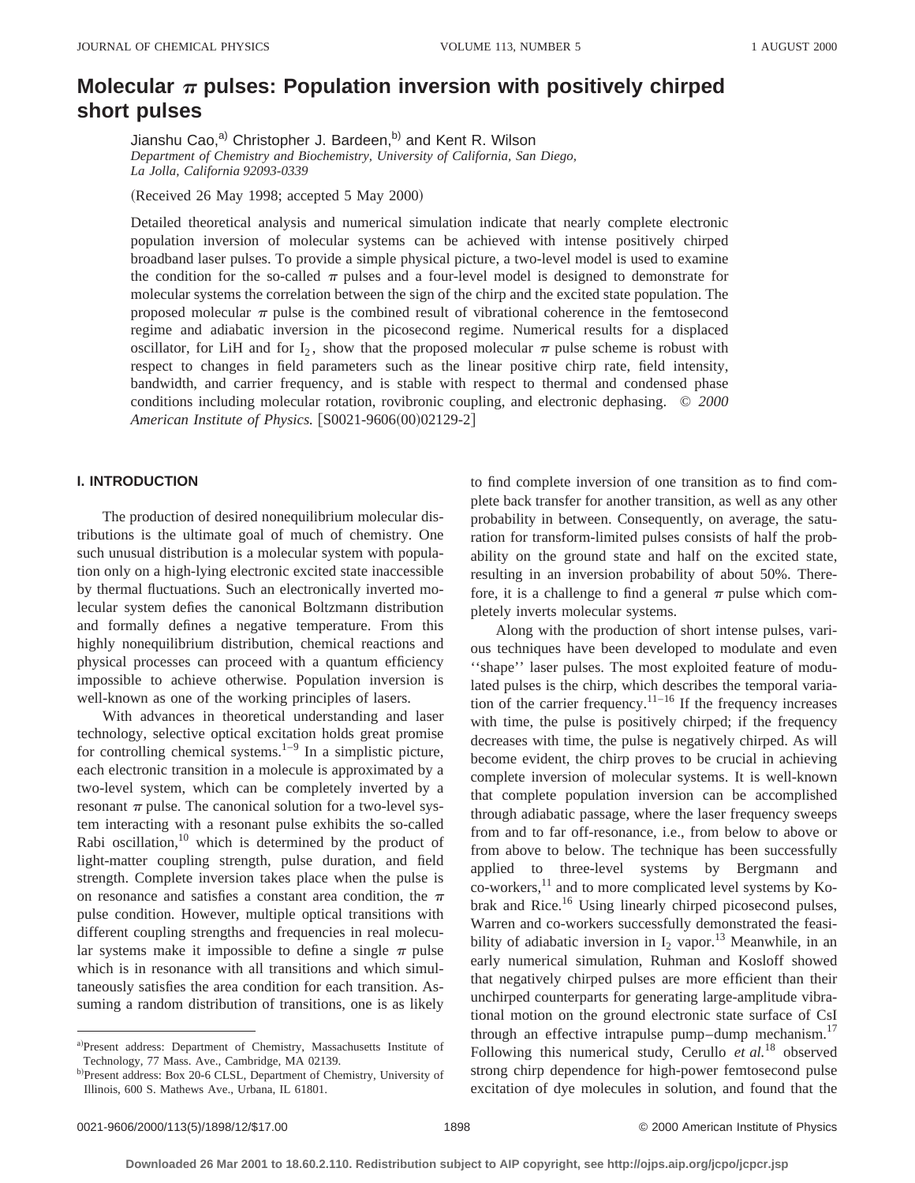# Molecular $\pi$ pulses: Population inversion with positively chirped short pulses

Jianshu Cao,[a] Christopher J. Bardeen,[b] and Kent R. Wilson

*Department of Chemistry and Biochemistry, University of California, San Diego, La Jolla, California 92093-0339*

(Received 26 May 1998; accepted 5 May 2000)

Detailed theoretical analysis and numerical simulation indicate that nearly complete electronic population inversion of molecular systems can be achieved with intense positively chirped broadband laser pulses. To provide a simple physical picture, a two-level model is used to examine the condition for the so-called $\pi$ pulses and a four-level model is designed to demonstrate for molecular systems the correlation between the sign of the chirp and the excited state population. The proposed molecular $\pi$ pulse is the combined result of vibrational coherence in the femtosecond regime and adiabatic inversion in the picosecond regime. Numerical results for a displaced oscillator, for LiH and for $I_2$, show that the proposed molecular $\pi$ pulse scheme is robust with respect to changes in field parameters such as the linear positive chirp rate, field intensity, bandwidth, and carrier frequency, and is stable with respect to thermal and condensed phase conditions including molecular rotation, rovibronic coupling, and electronic dephasing. © *2000 American Institute of Physics.* [S0021-9606(00)02129-2]

## I. INTRODUCTION

The production of desired nonequilibrium molecular distributions is the ultimate goal of much of chemistry. One such unusual distribution is a molecular system with population only on a high-lying electronic excited state inaccessible by thermal fluctuations. Such an electronically inverted molecular system defies the canonical Boltzmann distribution and formally defines a negative temperature. From this highly nonequilibrium distribution, chemical reactions and physical processes can proceed with a quantum efficiency impossible to achieve otherwise. Population inversion is well-known as one of the working principles of lasers.

With advances in theoretical understanding and laser technology, selective optical excitation holds great promise for controlling chemical systems.[1–9] In a simplistic picture, each electronic transition in a molecule is approximated by a two-level system, which can be completely inverted by a resonant $\pi$ pulse. The canonical solution for a two-level system interacting with a resonant pulse exhibits the so-called Rabi oscillation,[10] which is determined by the product of light-matter coupling strength, pulse duration, and field strength. Complete inversion takes place when the pulse is on resonance and satisfies a constant area condition, the $\pi$ pulse condition. However, multiple optical transitions with different coupling strengths and frequencies in real molecular systems make it impossible to define a single $\pi$ pulse which is in resonance with all transitions and which simultaneously satisfies the area condition for each transition. Assuming a random distribution of transitions, one is as likely to find complete inversion of one transition as to find complete back transfer for another transition, as well as any other probability in between. Consequently, on average, the saturation for transform-limited pulses consists of half the probability on the ground state and half on the excited state, resulting in an inversion probability of about 50%. Therefore, it is a challenge to find a general $\pi$ pulse which completely inverts molecular systems.

Along with the production of short intense pulses, various techniques have been developed to modulate and even "shape" laser pulses. The most exploited feature of modulated pulses is the chirp, which describes the temporal variation of the carrier frequency.[11–16] If the frequency increases with time, the pulse is positively chirped; if the frequency decreases with time, the pulse is negatively chirped. As will become evident, the chirp proves to be crucial in achieving complete inversion of molecular systems. It is well-known that complete population inversion can be accomplished through adiabatic passage, where the laser frequency sweeps from and to far off-resonance, i.e., from below to above or from above to below. The technique has been successfully applied to three-level systems by Bergmann and co-workers,[11] and to more complicated level systems by Kobrak and Rice.[16] Using linearly chirped picosecond pulses, Warren and co-workers successfully demonstrated the feasibility of adiabatic inversion in $I_2$ vapor.[13] Meanwhile, in an early numerical simulation, Ruhman and Kosloff showed that negatively chirped pulses are more efficient than their unchirped counterparts for generating large-amplitude vibrational motion on the ground electronic state surface of CsI through an effective intrapulse pump–dump mechanism.[17] Following this numerical study, Cerullo *et al.*[18] observed strong chirp dependence for high-power femtosecond pulse excitation of dye molecules in solution, and found that the

[a]Present address: Department of Chemistry, Massachusetts Institute of Technology, 77 Mass. Ave., Cambridge, MA 02139.

[b]Present address: Box 20-6 CLSL, Department of Chemistry, University of Illinois, 600 S. Mathews Ave., Urbana, IL 61801.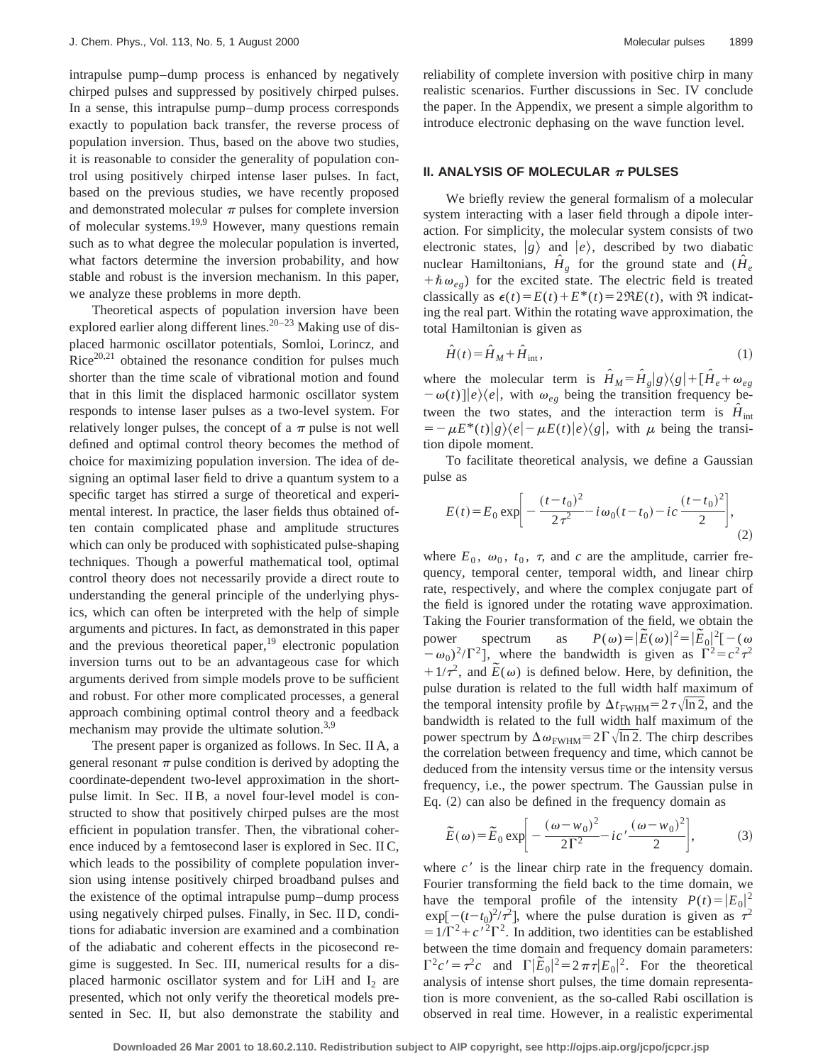intrapulse pump–dump process is enhanced by negatively chirped pulses and suppressed by positively chirped pulses. In a sense, this intrapulse pump–dump process corresponds exactly to population back transfer, the reverse process of population inversion. Thus, based on the above two studies, it is reasonable to consider the generality of population control using positively chirped intense laser pulses. In fact, based on the previous studies, we have recently proposed and demonstrated molecular $\pi$ pulses for complete inversion of molecular systems.[19,9] However, many questions remain such as to what degree the molecular population is inverted, what factors determine the inversion probability, and how stable and robust is the inversion mechanism. In this paper, we analyze these problems in more depth.

Theoretical aspects of population inversion have been explored earlier along different lines.[20–23] Making use of displaced harmonic oscillator potentials, Somloi, Lorincz, and Rice[20,21] obtained the resonance condition for pulses much shorter than the time scale of vibrational motion and found that in this limit the displaced harmonic oscillator system responds to intense laser pulses as a two-level system. For relatively longer pulses, the concept of a $\pi$ pulse is not well defined and optimal control theory becomes the method of choice for maximizing population inversion. The idea of designing an optimal laser field to drive a quantum system to a specific target has stirred a surge of theoretical and experimental interest. In practice, the laser fields thus obtained often contain complicated phase and amplitude structures which can only be produced with sophisticated pulse-shaping techniques. Though a powerful mathematical tool, optimal control theory does not necessarily provide a direct route to understanding the general principle of the underlying physics, which can often be interpreted with the help of simple arguments and pictures. In fact, as demonstrated in this paper and the previous theoretical paper,[19] electronic population inversion turns out to be an advantageous case for which arguments derived from simple models prove to be sufficient and robust. For other more complicated processes, a general approach combining optimal control theory and a feedback mechanism may provide the ultimate solution.[3,9]

The present paper is organized as follows. In Sec. II A, a general resonant $\pi$ pulse condition is derived by adopting the coordinate-dependent two-level approximation in the short-pulse limit. In Sec. II B, a novel four-level model is constructed to show that positively chirped pulses are the most efficient in population transfer. Then, the vibrational coherence induced by a femtosecond laser is explored in Sec. II C, which leads to the possibility of complete population inversion using intense positively chirped broadband pulses and the existence of the optimal intrapulse pump–dump process using negatively chirped pulses. Finally, in Sec. II D, conditions for adiabatic inversion are examined and a combination of the adiabatic and coherent effects in the picosecond regime is suggested. In Sec. III, numerical results for a displaced harmonic oscillator system and for LiH and $I_2$ are presented, which not only verify the theoretical models presented in Sec. II, but also demonstrate the stability and reliability of complete inversion with positive chirp in many realistic scenarios. Further discussions in Sec. IV conclude the paper. In the Appendix, we present a simple algorithm to introduce electronic dephasing on the wave function level.

## II. ANALYSIS OF MOLECULAR $\pi$ PULSES

We briefly review the general formalism of a molecular system interacting with a laser field through a dipole interaction. For simplicity, the molecular system consists of two electronic states, $|g\rangle$ and $|e\rangle$, described by two diabatic nuclear Hamiltonians, $\hat{H}_g$ for the ground state and $(\hat{H}_e + \hbar\omega_{eg})$ for the excited state. The electric field is treated classically as $\epsilon(t) = E(t) + E^*(t) = 2\Re E(t)$, with $\Re$ indicating the real part. Within the rotating wave approximation, the total Hamiltonian is given as

$$\hat{H}(t) = \hat{H}_M + \hat{H}_{\text{int}}, \tag{1}$$

where the molecular term is $\hat{H}_M = \hat{H}_g|g\rangle\langle g| + [\hat{H}_e + \omega_{eg} - \omega(t)]|e\rangle\langle e|$, with $\omega_{eg}$ being the transition frequency between the two states, and the interaction term is $\hat{H}_{\text{int}} = -\mu E^*(t)|g\rangle\langle e| - \mu E(t)|e\rangle\langle g|$, with $\mu$ being the transition dipole moment.

To facilitate theoretical analysis, we define a Gaussian pulse as

$$E(t) = E_0 \exp\left[-\frac{(t-t_0)^2}{2\tau^2} - i\omega_0(t-t_0) - ic\,\frac{(t-t_0)^2}{2}\right], \tag{2}$$

where $E_0$, $\omega_0$, $t_0$, $\tau$, and $c$ are the amplitude, carrier frequency, temporal center, temporal width, and linear chirp rate, respectively, and where the complex conjugate part of the field is ignored under the rotating wave approximation. Taking the Fourier transformation of the field, we obtain the power spectrum as $P(\omega) = |\tilde{E}(\omega)|^2 = |\tilde{E}_0|^2[-(\omega-\omega_0)^2/\Gamma^2]$, where the bandwidth is given as $\Gamma^2 = c^2\tau^2 + 1/\tau^2$, and $\tilde{E}(\omega)$ is defined below. Here, by definition, the pulse duration is related to the full width half maximum of the temporal intensity profile by $\Delta t_{\text{FWHM}} = 2\tau\sqrt{\ln 2}$, and the bandwidth is related to the full width half maximum of the power spectrum by $\Delta\omega_{\text{FWHM}} = 2\Gamma\sqrt{\ln 2}$. The chirp describes the correlation between frequency and time, which cannot be deduced from the intensity versus time or the intensity versus frequency, i.e., the power spectrum. The Gaussian pulse in Eq. (2) can also be defined in the frequency domain as

$$\tilde{E}(\omega) = \tilde{E}_0 \exp\left[-\frac{(\omega-w_0)^2}{2\Gamma^2} - ic'\,\frac{(\omega-w_0)^2}{2}\right], \tag{3}$$

where $c'$ is the linear chirp rate in the frequency domain. Fourier transforming the field back to the time domain, we have the temporal profile of the intensity $P(t) = |E_0|^2 \exp[-(t-t_0)^2/\tau^2]$, where the pulse duration is given as $\tau^2 = 1/\Gamma^2 + c'^2\Gamma^2$. In addition, two identities can be established between the time domain and frequency domain parameters: $\Gamma^2 c' = \tau^2 c$ and $\Gamma|\tilde{E}_0|^2 = 2\pi\tau|E_0|^2$. For the theoretical analysis of intense short pulses, the time domain representation is more convenient, as the so-called Rabi oscillation is observed in real time. However, in a realistic experimental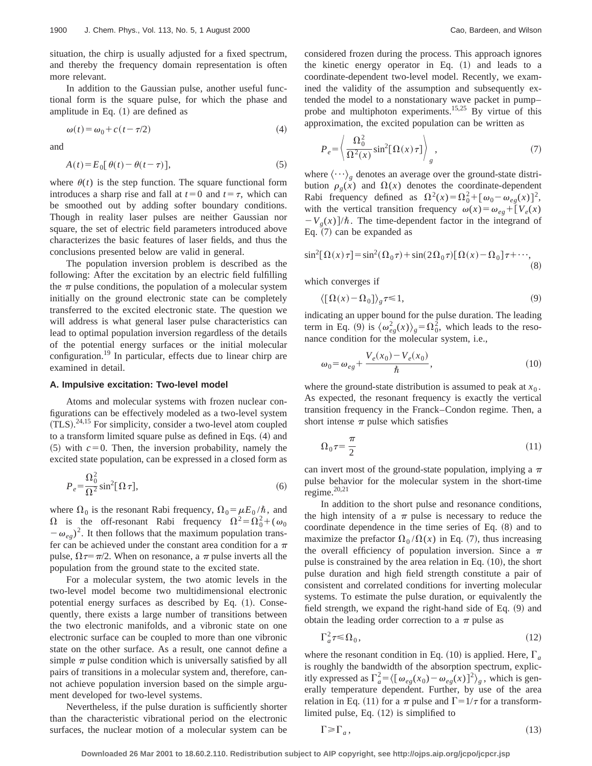situation, the chirp is usually adjusted for a fixed spectrum, and thereby the frequency domain representation is often more relevant.

In addition to the Gaussian pulse, another useful functional form is the square pulse, for which the phase and amplitude in Eq. (1) are defined as

$$\omega(t)=\omega_0+c(t-\tau/2) \tag{4}$$

and

$$A(t)=E_0[\theta(t)-\theta(t-\tau)], \tag{5}$$

where $\theta(t)$ is the step function. The square functional form introduces a sharp rise and fall at $t=0$ and $t=\tau$, which can be smoothed out by adding softer boundary conditions. Though in reality laser pulses are neither Gaussian nor square, the set of electric field parameters introduced above characterizes the basic features of laser fields, and thus the conclusions presented below are valid in general.

The population inversion problem is described as the following: After the excitation by an electric field fulfilling the $\pi$ pulse conditions, the population of a molecular system initially on the ground electronic state can be completely transferred to the excited electronic state. The question we will address is what general laser pulse characteristics can lead to optimal population inversion regardless of the details of the potential energy surfaces or the initial molecular configuration.[19] In particular, effects due to linear chirp are examined in detail.

### A. Impulsive excitation: Two-level model

Atoms and molecular systems with frozen nuclear configurations can be effectively modeled as a two-level system (TLS).[24,15] For simplicity, consider a two-level atom coupled to a transform limited square pulse as defined in Eqs. (4) and (5) with $c=0$. Then, the inversion probability, namely the excited state population, can be expressed in a closed form as

$$P_e=\frac{\Omega_0^2}{\Omega^2}\sin^2[\Omega\tau], \tag{6}$$

where $\Omega_0$ is the resonant Rabi frequency, $\Omega_0=\mu E_0/\hbar$, and $\Omega$ is the off-resonant Rabi frequency $\Omega^2=\Omega_0^2+(\omega_0-\omega_{eg})^2$. It then follows that the maximum population transfer can be achieved under the constant area condition for a $\pi$ pulse, $\Omega\tau=\pi/2$. When on resonance, a $\pi$ pulse inverts all the population from the ground state to the excited state.

For a molecular system, the two atomic levels in the two-level model become two multidimensional electronic potential energy surfaces as described by Eq. (1). Consequently, there exists a large number of transitions between the two electronic manifolds, and a vibronic state on one electronic surface can be coupled to more than one vibronic state on the other surface. As a result, one cannot define a simple $\pi$ pulse condition which is universally satisfied by all pairs of transitions in a molecular system and, therefore, cannot achieve population inversion based on the simple argument developed for two-level systems.

Nevertheless, if the pulse duration is sufficiently shorter than the characteristic vibrational period on the electronic surfaces, the nuclear motion of a molecular system can be considered frozen during the process. This approach ignores the kinetic energy operator in Eq. (1) and leads to a coordinate-dependent two-level model. Recently, we examined the validity of the assumption and subsequently extended the model to a nonstationary wave packet in pump–probe and multiphoton experiments.[15,25] By virtue of this approximation, the excited population can be written as

$$P_e=\left\langle \frac{\Omega_0^2}{\Omega^2(x)}\sin^2[\Omega(x)\tau]\right\rangle_g, \tag{7}$$

where $\langle\cdots\rangle_g$ denotes an average over the ground-state distribution $\rho_g(x)$ and $\Omega(x)$ denotes the coordinate-dependent Rabi frequency defined as $\Omega^2(x)=\Omega_0^2+[\omega_0-\omega_{eg}(x)]^2$, with the vertical transition frequency $\omega(x)=\omega_{eg}+[V_e(x)-V_g(x)]/\hbar$. The time-dependent factor in the integrand of Eq. (7) can be expanded as

$$\sin^2[\Omega(x)\tau]=\sin^2(\Omega_0\tau)+\sin(2\Omega_0\tau)[\Omega(x)-\Omega_0]\tau+\cdots, \tag{8}$$

which converges if

$$\langle[\Omega(x)-\Omega_0]\rangle_g\tau\leqslant 1, \tag{9}$$

indicating an upper bound for the pulse duration. The leading term in Eq. (9) is $\langle\omega_{eg}^2(x)\rangle_g=\Omega_0^2$, which leads to the resonance condition for the molecular system, i.e.,

$$\omega_0=\omega_{eg}+\frac{V_e(x_0)-V_e(x_0)}{\hbar}, \tag{10}$$

where the ground-state distribution is assumed to peak at $x_0$. As expected, the resonant frequency is exactly the vertical transition frequency in the Franck–Condon regime. Then, a short intense $\pi$ pulse which satisfies

$$\Omega_0\tau=\frac{\pi}{2} \tag{11}$$

can invert most of the ground-state population, implying a $\pi$ pulse behavior for the molecular system in the short-time regime.[20,21]

In addition to the short pulse and resonance conditions, the high intensity of a $\pi$ pulse is necessary to reduce the coordinate dependence in the time series of Eq. (8) and to maximize the prefactor $\Omega_0/\Omega(x)$ in Eq. (7), thus increasing the overall efficiency of population inversion. Since a $\pi$ pulse is constrained by the area relation in Eq. (10), the short pulse duration and high field strength constitute a pair of consistent and correlated conditions for inverting molecular systems. To estimate the pulse duration, or equivalently the field strength, we expand the right-hand side of Eq. (9) and obtain the leading order correction to a $\pi$ pulse as

$$\Gamma_a^2\tau\leqslant\Omega_0, \tag{12}$$

where the resonant condition in Eq. (10) is applied. Here, $\Gamma_a$ is roughly the bandwidth of the absorption spectrum, explicitly expressed as $\Gamma_a^2=\langle[\omega_{eg}(x_0)-\omega_{eg}(x)]^2\rangle_g$, which is generally temperature dependent. Further, by use of the area relation in Eq. (11) for a $\pi$ pulse and $\Gamma=1/\tau$ for a transform-limited pulse, Eq. (12) is simplified to

$$\Gamma\geqslant\Gamma_a, \tag{13}$$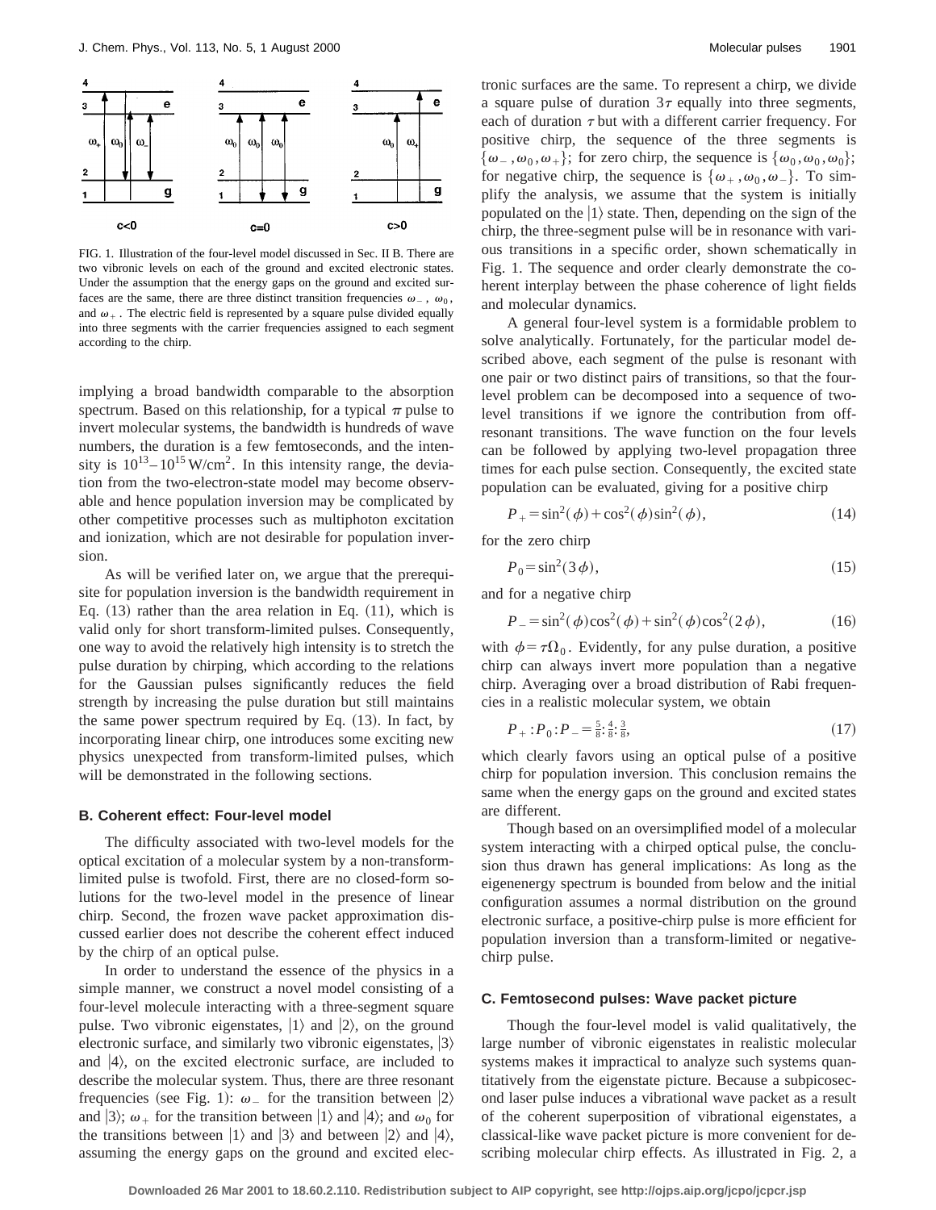FIG. 1. Illustration of the four-level model discussed in Sec. II B. There are two vibronic levels on each of the ground and excited electronic states. Under the assumption that the energy gaps on the ground and excited surfaces are the same, there are three distinct transition frequencies $\omega_-$, $\omega_0$, and $\omega_+$. The electric field is represented by a square pulse divided equally into three segments with the carrier frequencies assigned to each segment according to the chirp.

implying a broad bandwidth comparable to the absorption spectrum. Based on this relationship, for a typical $\pi$ pulse to invert molecular systems, the bandwidth is hundreds of wave numbers, the duration is a few femtoseconds, and the intensity is $10^{13}$–$10^{15}\,\mathrm{W/cm^2}$. In this intensity range, the deviation from the two-electron-state model may become observable and hence population inversion may be complicated by other competitive processes such as multiphoton excitation and ionization, which are not desirable for population inversion.

As will be verified later on, we argue that the prerequisite for population inversion is the bandwidth requirement in Eq. (13) rather than the area relation in Eq. (11), which is valid only for short transform-limited pulses. Consequently, one way to avoid the relatively high intensity is to stretch the pulse duration by chirping, which according to the relations for the Gaussian pulses significantly reduces the field strength by increasing the pulse duration but still maintains the same power spectrum required by Eq. (13). In fact, by incorporating linear chirp, one introduces some exciting new physics unexpected from transform-limited pulses, which will be demonstrated in the following sections.

### B. Coherent effect: Four-level model

The difficulty associated with two-level models for the optical excitation of a molecular system by a non-transform-limited pulse is twofold. First, there are no closed-form solutions for the two-level model in the presence of linear chirp. Second, the frozen wave packet approximation discussed earlier does not describe the coherent effect induced by the chirp of an optical pulse.

In order to understand the essence of the physics in a simple manner, we construct a novel model consisting of a four-level molecule interacting with a three-segment square pulse. Two vibronic eigenstates, $|1\rangle$ and $|2\rangle$, on the ground electronic surface, and similarly two vibronic eigenstates, $|3\rangle$ and $|4\rangle$, on the excited electronic surface, are included to describe the molecular system. Thus, there are three resonant frequencies (see Fig. 1): $\omega_-$ for the transition between $|2\rangle$ and $|3\rangle$; $\omega_+$ for the transition between $|1\rangle$ and $|4\rangle$; and $\omega_0$ for the transitions between $|1\rangle$ and $|3\rangle$ and between $|2\rangle$ and $|4\rangle$, assuming the energy gaps on the ground and excited electronic surfaces are the same. To represent a chirp, we divide a square pulse of duration $3\tau$ equally into three segments, each of duration $\tau$ but with a different carrier frequency. For positive chirp, the sequence of the three segments is $\{\omega_-, \omega_0, \omega_+\}$; for zero chirp, the sequence is $\{\omega_0, \omega_0, \omega_0\}$; for negative chirp, the sequence is $\{\omega_+, \omega_0, \omega_-\}$. To simplify the analysis, we assume that the system is initially populated on the $|1\rangle$ state. Then, depending on the sign of the chirp, the three-segment pulse will be in resonance with various transitions in a specific order, shown schematically in Fig. 1. The sequence and order clearly demonstrate the coherent interplay between the phase coherence of light fields and molecular dynamics.

A general four-level system is a formidable problem to solve analytically. Fortunately, for the particular model described above, each segment of the pulse is resonant with one pair or two distinct pairs of transitions, so that the four-level problem can be decomposed into a sequence of two-level transitions if we ignore the contribution from off-resonant transitions. The wave function on the four levels can be followed by applying two-level propagation three times for each pulse section. Consequently, the excited state population can be evaluated, giving for a positive chirp

$$P_+ = \sin^2(\phi) + \cos^2(\phi)\sin^2(\phi), \tag{14}$$

for the zero chirp

$$P_0 = \sin^2(3\phi), \tag{15}$$

and for a negative chirp

$$P_- = \sin^2(\phi)\cos^2(\phi) + \sin^2(\phi)\cos^2(2\phi), \tag{16}$$

with $\phi = \tau\Omega_0$. Evidently, for any pulse duration, a positive chirp can always invert more population than a negative chirp. Averaging over a broad distribution of Rabi frequencies in a realistic molecular system, we obtain

$$P_+ : P_0 : P_- = \tfrac{5}{8} : \tfrac{4}{8} : \tfrac{3}{8}, \tag{17}$$

which clearly favors using an optical pulse of a positive chirp for population inversion. This conclusion remains the same when the energy gaps on the ground and excited states are different.

Though based on an oversimplified model of a molecular system interacting with a chirped optical pulse, the conclusion thus drawn has general implications: As long as the eigenenergy spectrum is bounded from below and the initial configuration assumes a normal distribution on the ground electronic surface, a positive-chirp pulse is more efficient for population inversion than a transform-limited or negative-chirp pulse.

### C. Femtosecond pulses: Wave packet picture

Though the four-level model is valid qualitatively, the large number of vibronic eigenstates in realistic molecular systems makes it impractical to analyze such systems quantitatively from the eigenstate picture. Because a subpicosecond laser pulse induces a vibrational wave packet as a result of the coherent superposition of vibrational eigenstates, a classical-like wave packet picture is more convenient for describing molecular chirp effects. As illustrated in Fig. 2, a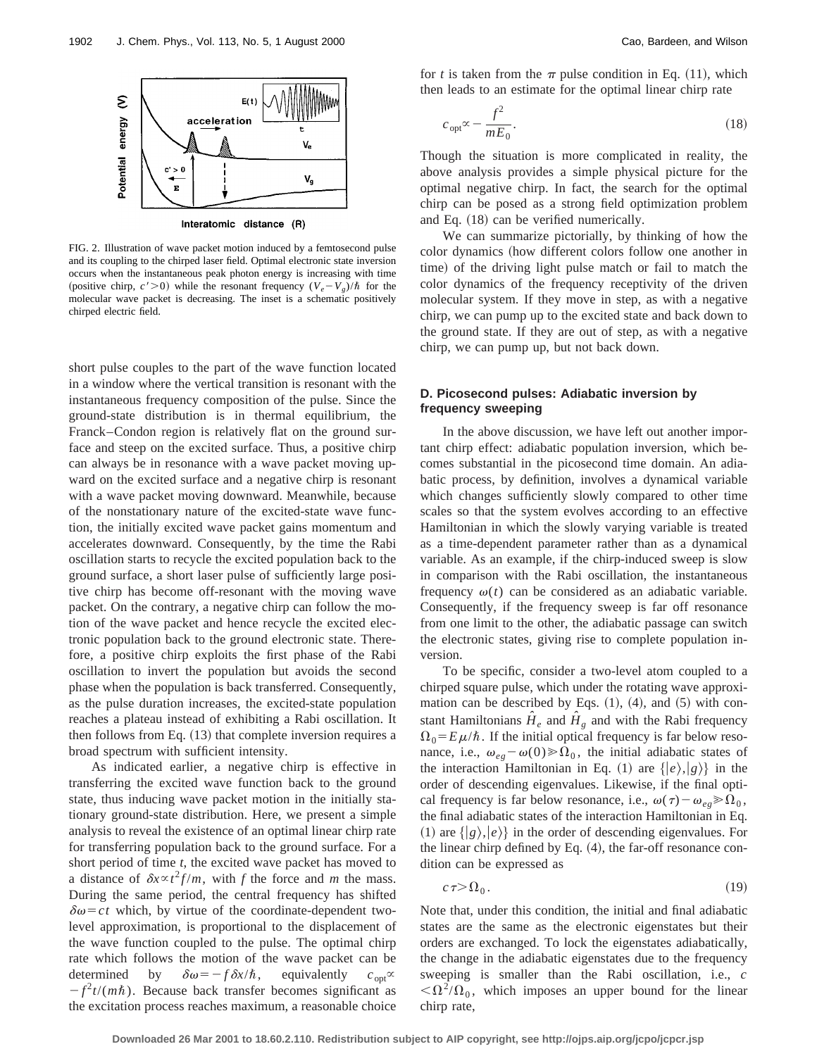FIG. 2. Illustration of wave packet motion induced by a femtosecond pulse and its coupling to the chirped laser field. Optimal electronic state inversion occurs when the instantaneous peak photon energy is increasing with time (positive chirp, $c'>0$) while the resonant frequency $(V_e-V_g)/\hbar$ for the molecular wave packet is decreasing. The inset is a schematic positively chirped electric field.

short pulse couples to the part of the wave function located in a window where the vertical transition is resonant with the instantaneous frequency composition of the pulse. Since the ground-state distribution is in thermal equilibrium, the Franck–Condon region is relatively flat on the ground surface and steep on the excited surface. Thus, a positive chirp can always be in resonance with a wave packet moving upward on the excited surface and a negative chirp is resonant with a wave packet moving downward. Meanwhile, because of the nonstationary nature of the excited-state wave function, the initially excited wave packet gains momentum and accelerates downward. Consequently, by the time the Rabi oscillation starts to recycle the excited population back to the ground surface, a short laser pulse of sufficiently large positive chirp has become off-resonant with the moving wave packet. On the contrary, a negative chirp can follow the motion of the wave packet and hence recycle the excited electronic population back to the ground electronic state. Therefore, a positive chirp exploits the first phase of the Rabi oscillation to invert the population but avoids the second phase when the population is back transferred. Consequently, as the pulse duration increases, the excited-state population reaches a plateau instead of exhibiting a Rabi oscillation. It then follows from Eq. (13) that complete inversion requires a broad spectrum with sufficient intensity.

As indicated earlier, a negative chirp is effective in transferring the excited wave function back to the ground state, thus inducing wave packet motion in the initially stationary ground-state distribution. Here, we present a simple analysis to reveal the existence of an optimal linear chirp rate for transferring population back to the ground surface. For a short period of time $t$, the excited wave packet has moved to a distance of $\delta x \propto t^2 f/m$, with $f$ the force and $m$ the mass. During the same period, the central frequency has shifted $\delta\omega = ct$ which, by virtue of the coordinate-dependent two-level approximation, is proportional to the displacement of the wave function coupled to the pulse. The optimal chirp rate which follows the motion of the wave packet can be determined by $\delta\omega = -f\delta x/\hbar$, equivalently $c_{\mathrm{opt}} \propto -f^2 t/(m\hbar)$. Because back transfer becomes significant as the excitation process reaches maximum, a reasonable choice for $t$ is taken from the $\pi$ pulse condition in Eq. (11), which then leads to an estimate for the optimal linear chirp rate

$$c_{\mathrm{opt}} \propto -\frac{f^2}{mE_0}. \tag{18}$$

Though the situation is more complicated in reality, the above analysis provides a simple physical picture for the optimal negative chirp. In fact, the search for the optimal chirp can be posed as a strong field optimization problem and Eq. (18) can be verified numerically.

We can summarize pictorially, by thinking of how the color dynamics (how different colors follow one another in time) of the driving light pulse match or fail to match the color dynamics of the frequency receptivity of the driven molecular system. If they move in step, as with a negative chirp, we can pump up to the excited state and back down to the ground state. If they are out of step, as with a negative chirp, we can pump up, but not back down.

### D. Picosecond pulses: Adiabatic inversion by frequency sweeping

In the above discussion, we have left out another important chirp effect: adiabatic population inversion, which becomes substantial in the picosecond time domain. An adiabatic process, by definition, involves a dynamical variable which changes sufficiently slowly compared to other time scales so that the system evolves according to an effective Hamiltonian in which the slowly varying variable is treated as a time-dependent parameter rather than as a dynamical variable. As an example, if the chirp-induced sweep is slow in comparison with the Rabi oscillation, the instantaneous frequency $\omega(t)$ can be considered as an adiabatic variable. Consequently, if the frequency sweep is far off resonance from one limit to the other, the adiabatic passage can switch the electronic states, giving rise to complete population inversion.

To be specific, consider a two-level atom coupled to a chirped square pulse, which under the rotating wave approximation can be described by Eqs. (1), (4), and (5) with constant Hamiltonians $\hat{H}_e$ and $\hat{H}_g$ and with the Rabi frequency $\Omega_0 = E\mu/\hbar$. If the initial optical frequency is far below resonance, i.e., $\omega_{eg} - \omega(0) \gg \Omega_0$, the initial adiabatic states of the interaction Hamiltonian in Eq. (1) are $\{|e\rangle, |g\rangle\}$ in the order of descending eigenvalues. Likewise, if the final optical frequency is far below resonance, i.e., $\omega(\tau) - \omega_{eg} \gg \Omega_0$, the final adiabatic states of the interaction Hamiltonian in Eq. (1) are $\{|g\rangle, |e\rangle\}$ in the order of descending eigenvalues. For the linear chirp defined by Eq. (4), the far-off resonance condition can be expressed as

$$c\tau > \Omega_0. \tag{19}$$

Note that, under this condition, the initial and final adiabatic states are the same as the electronic eigenstates but their orders are exchanged. To lock the eigenstates adiabatically, the change in the adiabatic eigenstates due to the frequency sweeping is smaller than the Rabi oscillation, i.e., $c < \Omega^2/\Omega_0$, which imposes an upper bound for the linear chirp rate,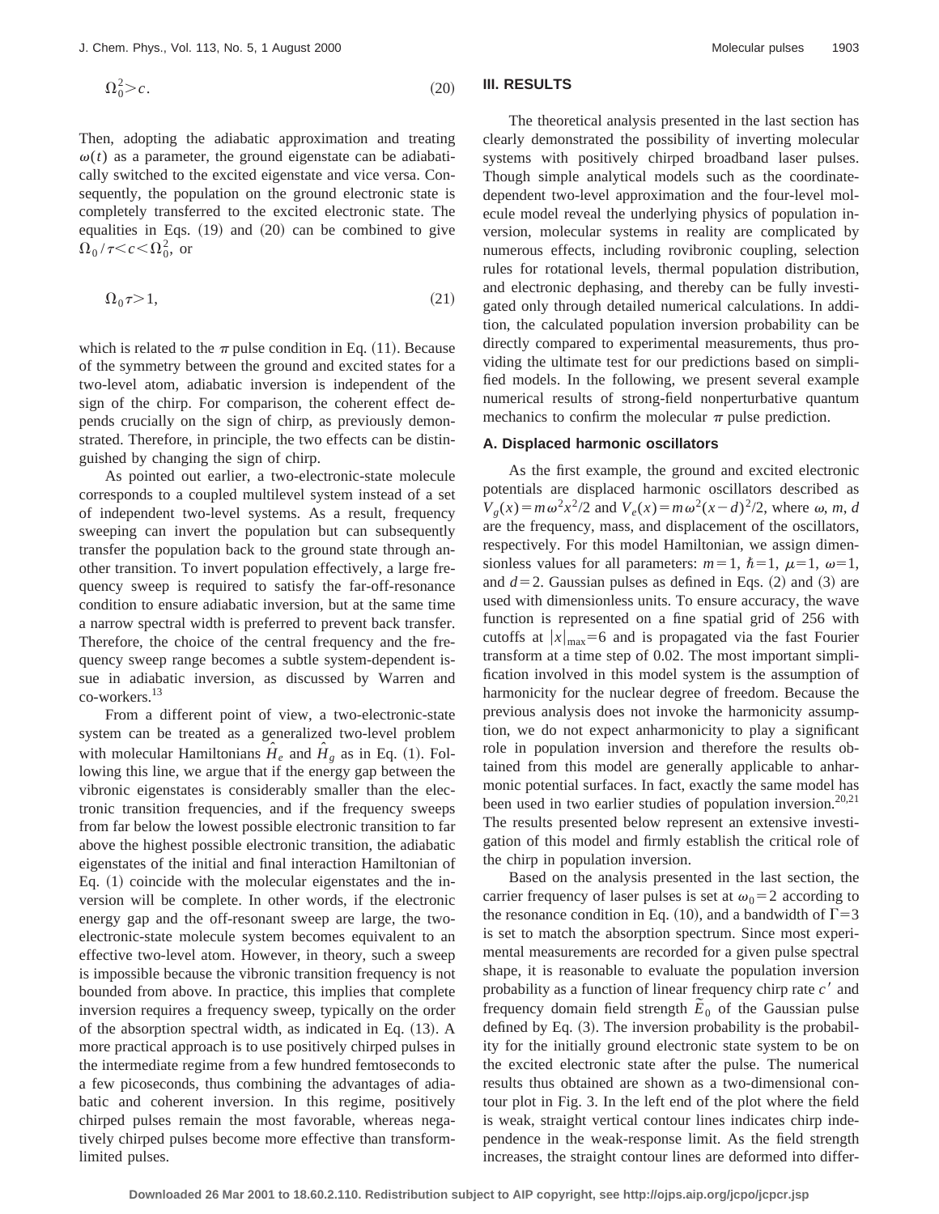$$\Omega_0^2 > c. \tag{20}$$

Then, adopting the adiabatic approximation and treating $\omega(t)$ as a parameter, the ground eigenstate can be adiabatically switched to the excited eigenstate and vice versa. Consequently, the population on the ground electronic state is completely transferred to the excited electronic state. The equalities in Eqs. (19) and (20) can be combined to give $\Omega_0/\tau < c < \Omega_0^2$, or

$$\Omega_0 \tau > 1, \tag{21}$$

which is related to the $\pi$ pulse condition in Eq. (11). Because of the symmetry between the ground and excited states for a two-level atom, adiabatic inversion is independent of the sign of the chirp. For comparison, the coherent effect depends crucially on the sign of chirp, as previously demonstrated. Therefore, in principle, the two effects can be distinguished by changing the sign of chirp.

As pointed out earlier, a two-electronic-state molecule corresponds to a coupled multilevel system instead of a set of independent two-level systems. As a result, frequency sweeping can invert the population but can subsequently transfer the population back to the ground state through another transition. To invert population effectively, a large frequency sweep is required to satisfy the far-off-resonance condition to ensure adiabatic inversion, but at the same time a narrow spectral width is preferred to prevent back transfer. Therefore, the choice of the central frequency and the frequency sweep range becomes a subtle system-dependent issue in adiabatic inversion, as discussed by Warren and co-workers.[13]

From a different point of view, a two-electronic-state system can be treated as a generalized two-level problem with molecular Hamiltonians $\hat{H}_e$ and $\hat{H}_g$ as in Eq. (1). Following this line, we argue that if the energy gap between the vibronic eigenstates is considerably smaller than the electronic transition frequencies, and if the frequency sweeps from far below the lowest possible electronic transition to far above the highest possible electronic transition, the adiabatic eigenstates of the initial and final interaction Hamiltonian of Eq. (1) coincide with the molecular eigenstates and the inversion will be complete. In other words, if the electronic energy gap and the off-resonant sweep are large, the two-electronic-state molecule system becomes equivalent to an effective two-level atom. However, in theory, such a sweep is impossible because the vibronic transition frequency is not bounded from above. In practice, this implies that complete inversion requires a frequency sweep, typically on the order of the absorption spectral width, as indicated in Eq. (13). A more practical approach is to use positively chirped pulses in the intermediate regime from a few hundred femtoseconds to a few picoseconds, thus combining the advantages of adiabatic and coherent inversion. In this regime, positively chirped pulses remain the most favorable, whereas negatively chirped pulses become more effective than transform-limited pulses.

## III. RESULTS

The theoretical analysis presented in the last section has clearly demonstrated the possibility of inverting molecular systems with positively chirped broadband laser pulses. Though simple analytical models such as the coordinate-dependent two-level approximation and the four-level molecule model reveal the underlying physics of population inversion, molecular systems in reality are complicated by numerous effects, including rovibronic coupling, selection rules for rotational levels, thermal population distribution, and electronic dephasing, and thereby can be fully investigated only through detailed numerical calculations. In addition, the calculated population inversion probability can be directly compared to experimental measurements, thus providing the ultimate test for our predictions based on simplified models. In the following, we present several example numerical results of strong-field nonperturbative quantum mechanics to confirm the molecular $\pi$ pulse prediction.

### A. Displaced harmonic oscillators

As the first example, the ground and excited electronic potentials are displaced harmonic oscillators described as $V_g(x) = m\omega^2 x^2/2$ and $V_e(x) = m\omega^2 (x-d)^2/2$, where $\omega$, $m$, $d$ are the frequency, mass, and displacement of the oscillators, respectively. For this model Hamiltonian, we assign dimensionless values for all parameters: $m=1$, $\hbar=1$, $\mu=1$, $\omega=1$, and $d=2$. Gaussian pulses as defined in Eqs. (2) and (3) are used with dimensionless units. To ensure accuracy, the wave function is represented on a fine spatial grid of 256 with cutoffs at $|x|_{\max}=6$ and is propagated via the fast Fourier transform at a time step of 0.02. The most important simplification involved in this model system is the assumption of harmonicity for the nuclear degree of freedom. Because the previous analysis does not invoke the harmonicity assumption, we do not expect anharmonicity to play a significant role in population inversion and therefore the results obtained from this model are generally applicable to anharmonic potential surfaces. In fact, exactly the same model has been used in two earlier studies of population inversion.[20,21] The results presented below represent an extensive investigation of this model and firmly establish the critical role of the chirp in population inversion.

Based on the analysis presented in the last section, the carrier frequency of laser pulses is set at $\omega_0 = 2$ according to the resonance condition in Eq. (10), and a bandwidth of $\Gamma = 3$ is set to match the absorption spectrum. Since most experimental measurements are recorded for a given pulse spectral shape, it is reasonable to evaluate the population inversion probability as a function of linear frequency chirp rate $c'$ and frequency domain field strength $\tilde{E}_0$ of the Gaussian pulse defined by Eq. (3). The inversion probability is the probability for the initially ground electronic state system to be on the excited electronic state after the pulse. The numerical results thus obtained are shown as a two-dimensional contour plot in Fig. 3. In the left end of the plot where the field is weak, straight vertical contour lines indicates chirp independence in the weak-response limit. As the field strength increases, the straight contour lines are deformed into differ-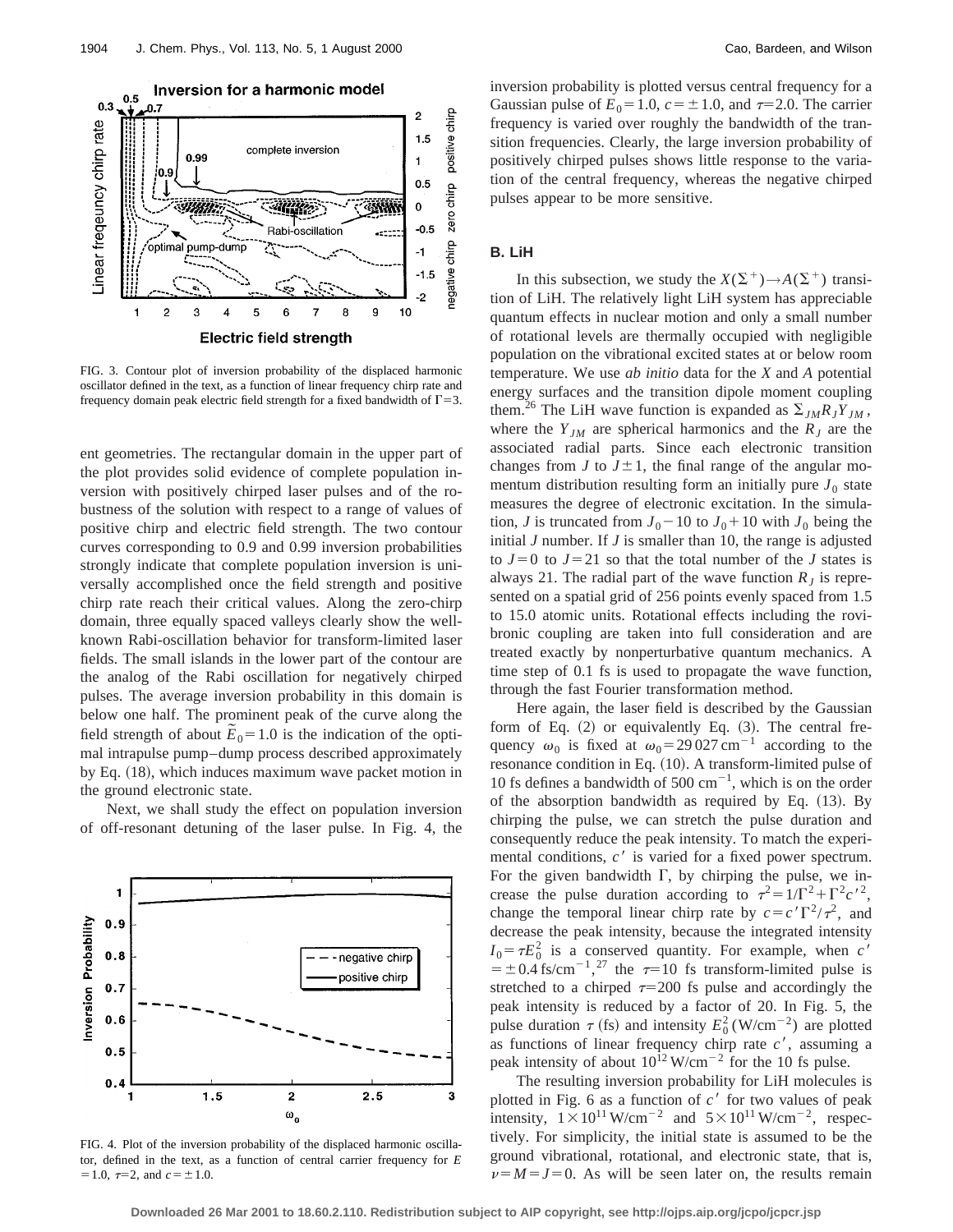FIG. 3. Contour plot of inversion probability of the displaced harmonic oscillator defined in the text, as a function of linear frequency chirp rate and frequency domain peak electric field strength for a fixed bandwidth of $\Gamma=3$.

ent geometries. The rectangular domain in the upper part of the plot provides solid evidence of complete population inversion with positively chirped laser pulses and of the robustness of the solution with respect to a range of values of positive chirp and electric field strength. The two contour curves corresponding to 0.9 and 0.99 inversion probabilities strongly indicate that complete population inversion is universally accomplished once the field strength and positive chirp rate reach their critical values. Along the zero-chirp domain, three equally spaced valleys clearly show the well-known Rabi-oscillation behavior for transform-limited laser fields. The small islands in the lower part of the contour are the analog of the Rabi oscillation for negatively chirped pulses. The average inversion probability in this domain is below one half. The prominent peak of the curve along the field strength of about $\tilde{E}_0=1.0$ is the indication of the optimal intrapulse pump–dump process described approximately by Eq. (18), which induces maximum wave packet motion in the ground electronic state.

Next, we shall study the effect on population inversion of off-resonant detuning of the laser pulse. In Fig. 4, the inversion probability is plotted versus central frequency for a Gaussian pulse of $E_0=1.0$, $c=\pm 1.0$, and $\tau=2.0$. The carrier frequency is varied over roughly the bandwidth of the transition frequencies. Clearly, the large inversion probability of positively chirped pulses shows little response to the variation of the central frequency, whereas the negative chirped pulses appear to be more sensitive.

FIG. 4. Plot of the inversion probability of the displaced harmonic oscillator, defined in the text, as a function of central carrier frequency for $E=1.0$, $\tau=2$, and $c=\pm 1.0$.

### B. LiH

In this subsection, we study the $X(\Sigma^+)\rightarrow A(\Sigma^+)$ transition of LiH. The relatively light LiH system has appreciable quantum effects in nuclear motion and only a small number of rotational levels are thermally occupied with negligible population on the vibrational excited states at or below room temperature. We use *ab initio* data for the $X$ and $A$ potential energy surfaces and the transition dipole moment coupling them.[26] The LiH wave function is expanded as $\Sigma_{JM} R_J Y_{JM}$, where the $Y_{JM}$ are spherical harmonics and the $R_J$ are the associated radial parts. Since each electronic transition changes from $J$ to $J\pm 1$, the final range of the angular momentum distribution resulting form an initially pure $J_0$ state measures the degree of electronic excitation. In the simulation, $J$ is truncated from $J_0-10$ to $J_0+10$ with $J_0$ being the initial $J$ number. If $J$ is smaller than 10, the range is adjusted to $J=0$ to $J=21$ so that the total number of the $J$ states is always 21. The radial part of the wave function $R_J$ is represented on a spatial grid of 256 points evenly spaced from 1.5 to 15.0 atomic units. Rotational effects including the rovibronic coupling are taken into full consideration and are treated exactly by nonperturbative quantum mechanics. A time step of 0.1 fs is used to propagate the wave function, through the fast Fourier transformation method.

Here again, the laser field is described by the Gaussian form of Eq. (2) or equivalently Eq. (3). The central frequency $\omega_0$ is fixed at $\omega_0=29\,027\,\text{cm}^{-1}$ according to the resonance condition in Eq. (10). A transform-limited pulse of 10 fs defines a bandwidth of $500\,\text{cm}^{-1}$, which is on the order of the absorption bandwidth as required by Eq. (13). By chirping the pulse, we can stretch the pulse duration and consequently reduce the peak intensity. To match the experimental conditions, $c'$ is varied for a fixed power spectrum. For the given bandwidth $\Gamma$, by chirping the pulse, we increase the pulse duration according to $\tau^2=1/\Gamma^2+\Gamma^2 c'^2$, change the temporal linear chirp rate by $c=c'\Gamma^2/\tau^2$, and decrease the peak intensity, because the integrated intensity $I_0=\tau E_0^2$ is a conserved quantity. For example, when $c'=\pm 0.4\,\text{fs/cm}^{-1}$,[27] the $\tau=10$ fs transform-limited pulse is stretched to a chirped $\tau=200$ fs pulse and accordingly the peak intensity is reduced by a factor of 20. In Fig. 5, the pulse duration $\tau$ (fs) and intensity $E_0^2\,(\text{W/cm}^{-2})$ are plotted as functions of linear frequency chirp rate $c'$, assuming a peak intensity of about $10^{12}\,\text{W/cm}^{-2}$ for the 10 fs pulse.

The resulting inversion probability for LiH molecules is plotted in Fig. 6 as a function of $c'$ for two values of peak intensity, $1\times 10^{11}\,\text{W/cm}^{-2}$ and $5\times 10^{11}\,\text{W/cm}^{-2}$, respectively. For simplicity, the initial state is assumed to be the ground vibrational, rotational, and electronic state, that is, $\nu=M=J=0$. As will be seen later on, the results remain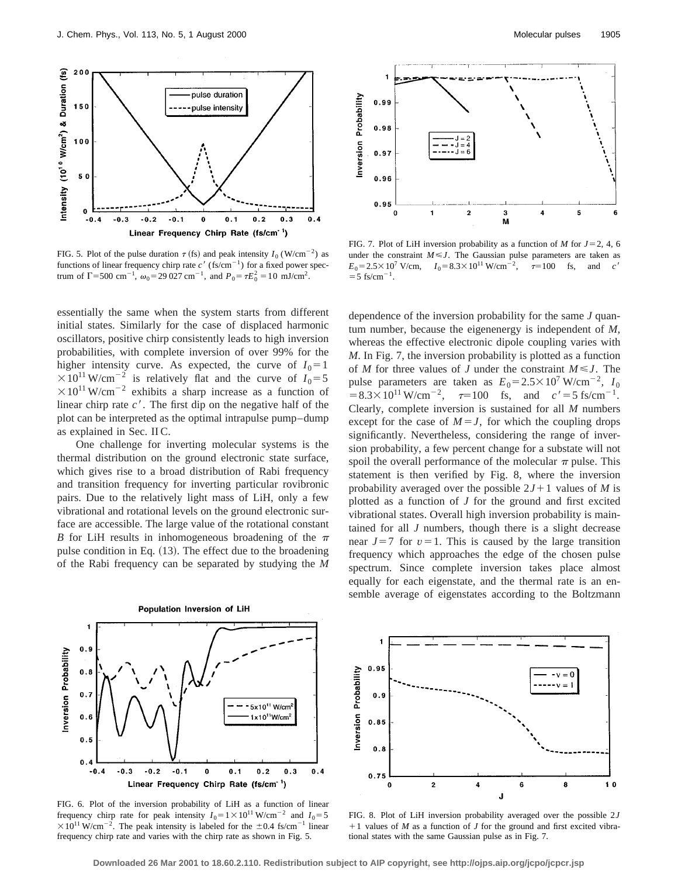FIG. 5. Plot of the pulse duration $\tau$ (fs) and peak intensity $I_0$ (W/cm$^{-2}$) as functions of linear frequency chirp rate $c'$ (fs/cm$^{-1}$) for a fixed power spectrum of $\Gamma=500$ cm$^{-1}$, $\omega_0=29\,027$ cm$^{-1}$, and $P_0=\tau E_0^2=10$ mJ/cm$^2$.

FIG. 7. Plot of LiH inversion probability as a function of $M$ for $J=2$, 4, 6 under the constraint $M\leq J$. The Gaussian pulse parameters are taken as $E_0=2.5\times 10^7$ V/cm, $I_0=8.3\times 10^{11}$ W/cm$^{-2}$, $\tau=100$ fs, and $c'=5$ fs/cm$^{-1}$.

essentially the same when the system starts from different initial states. Similarly for the case of displaced harmonic oscillators, positive chirp consistently leads to high inversion probabilities, with complete inversion of over 99% for the higher intensity curve. As expected, the curve of $I_0=1\times 10^{11}$ W/cm$^{-2}$ is relatively flat and the curve of $I_0=5\times 10^{11}$ W/cm$^{-2}$ exhibits a sharp increase as a function of linear chirp rate $c'$. The first dip on the negative half of the plot can be interpreted as the optimal intrapulse pump–dump as explained in Sec. II C.

One challenge for inverting molecular systems is the thermal distribution on the ground electronic state surface, which gives rise to a broad distribution of Rabi frequency and transition frequency for inverting particular rovibronic pairs. Due to the relatively light mass of LiH, only a few vibrational and rotational levels on the ground electronic surface are accessible. The large value of the rotational constant $B$ for LiH results in inhomogeneous broadening of the $\pi$ pulse condition in Eq. (13). The effect due to the broadening of the Rabi frequency can be separated by studying the $M$ dependence of the inversion probability for the same $J$ quantum number, because the eigenenergy is independent of $M$, whereas the effective electronic dipole coupling varies with $M$. In Fig. 7, the inversion probability is plotted as a function of $M$ for three values of $J$ under the constraint $M\leq J$. The pulse parameters are taken as $E_0=2.5\times 10^7$ W/cm$^{-2}$, $I_0=8.3\times 10^{11}$ W/cm$^{-2}$, $\tau=100$ fs, and $c'=5$ fs/cm$^{-1}$. Clearly, complete inversion is sustained for all $M$ numbers except for the case of $M=J$, for which the coupling drops significantly. Nevertheless, considering the range of inversion probability, a few percent change for a substate will not spoil the overall performance of the molecular $\pi$ pulse. This statement is then verified by Fig. 8, where the inversion probability averaged over the possible $2J+1$ values of $M$ is plotted as a function of $J$ for the ground and first excited vibrational states. Overall high inversion probability is maintained for all $J$ numbers, though there is a slight decrease near $J=7$ for $v=1$. This is caused by the large transition frequency which approaches the edge of the chosen pulse spectrum. Since complete inversion takes place almost equally for each eigenstate, and the thermal rate is an ensemble average of eigenstates according to the Boltzmann

FIG. 6. Plot of the inversion probability of LiH as a function of linear frequency chirp rate for peak intensity $I_0=1\times 10^{11}$ W/cm$^{-2}$ and $I_0=5\times 10^{11}$ W/cm$^{-2}$. The peak intensity is labeled for the $\pm 0.4$ fs/cm$^{-1}$ linear frequency chirp rate and varies with the chirp rate as shown in Fig. 5.

FIG. 8. Plot of LiH inversion probability averaged over the possible $2J+1$ values of $M$ as a function of $J$ for the ground and first excited vibrational states with the same Gaussian pulse as in Fig. 7.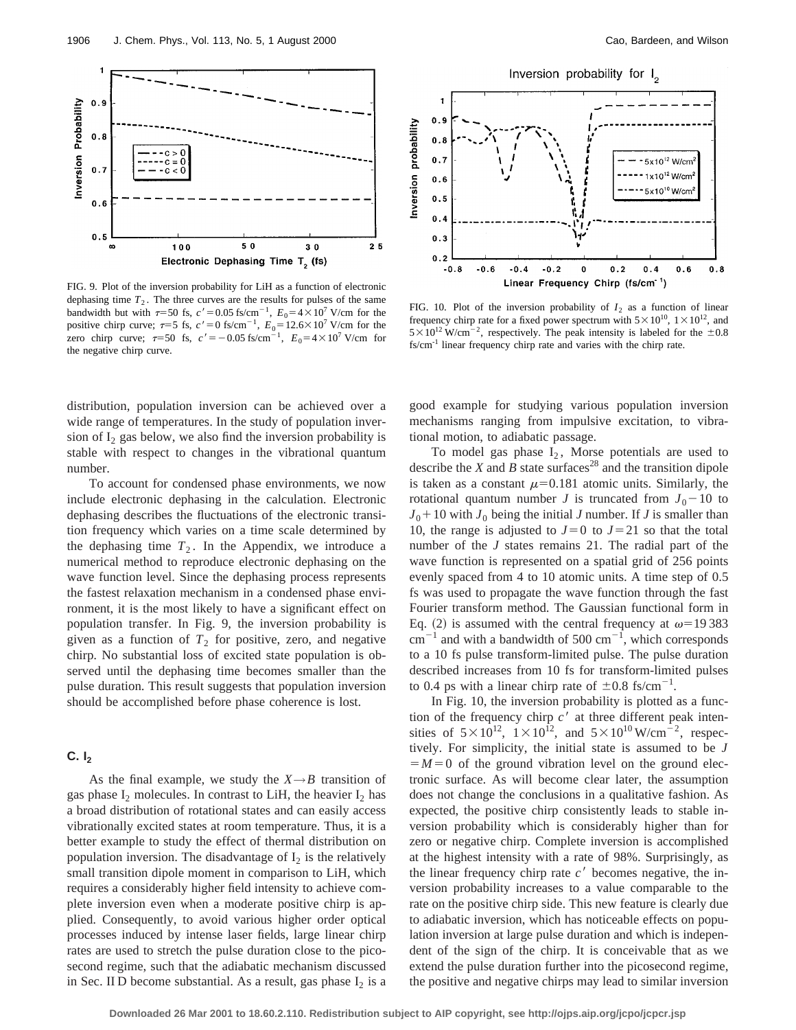FIG. 9. Plot of the inversion probability for LiH as a function of electronic dephasing time $T_2$. The three curves are the results for pulses of the same bandwidth but with $\tau=50$ fs, $c'=0.05$ fs/cm$^{-1}$, $E_0=4\times10^7$ V/cm for the positive chirp curve; $\tau=5$ fs, $c'=0$ fs/cm$^{-1}$, $E_0=12.6\times10^7$ V/cm for the zero chirp curve; $\tau=50$ fs, $c'=-0.05$ fs/cm$^{-1}$, $E_0=4\times10^7$ V/cm for the negative chirp curve.

FIG. 10. Plot of the inversion probability of $I_2$ as a function of linear frequency chirp rate for a fixed power spectrum with $5\times10^{10}$, $1\times10^{12}$, and $5\times10^{12}$ W/cm$^{-2}$, respectively. The peak intensity is labeled for the $\pm0.8$ fs/cm$^{-1}$ linear frequency chirp rate and varies with the chirp rate.

distribution, population inversion can be achieved over a wide range of temperatures. In the study of population inversion of $I_2$ gas below, we also find the inversion probability is stable with respect to changes in the vibrational quantum number.

To account for condensed phase environments, we now include electronic dephasing in the calculation. Electronic dephasing describes the fluctuations of the electronic transition frequency which varies on a time scale determined by the dephasing time $T_2$. In the Appendix, we introduce a numerical method to reproduce electronic dephasing on the wave function level. Since the dephasing process represents the fastest relaxation mechanism in a condensed phase environment, it is the most likely to have a significant effect on population transfer. In Fig. 9, the inversion probability is given as a function of $T_2$ for positive, zero, and negative chirp. No substantial loss of excited state population is observed until the dephasing time becomes smaller than the pulse duration. This result suggests that population inversion should be accomplished before phase coherence is lost.

### C. $I_2$

As the final example, we study the $X\rightarrow B$ transition of gas phase $I_2$ molecules. In contrast to LiH, the heavier $I_2$ has a broad distribution of rotational states and can easily access vibrationally excited states at room temperature. Thus, it is a better example to study the effect of thermal distribution on population inversion. The disadvantage of $I_2$ is the relatively small transition dipole moment in comparison to LiH, which requires a considerably higher field intensity to achieve complete inversion even when a moderate positive chirp is applied. Consequently, to avoid various higher order optical processes induced by intense laser fields, large linear chirp rates are used to stretch the pulse duration close to the picosecond regime, such that the adiabatic mechanism discussed in Sec. II D become substantial. As a result, gas phase $I_2$ is a good example for studying various population inversion mechanisms ranging from impulsive excitation, to vibrational motion, to adiabatic passage.

To model gas phase $I_2$, Morse potentials are used to describe the $X$ and $B$ state surfaces[28] and the transition dipole is taken as a constant $\mu=0.181$ atomic units. Similarly, the rotational quantum number $J$ is truncated from $J_0-10$ to $J_0+10$ with $J_0$ being the initial $J$ number. If $J$ is smaller than 10, the range is adjusted to $J=0$ to $J=21$ so that the total number of the $J$ states remains 21. The radial part of the wave function is represented on a spatial grid of 256 points evenly spaced from 4 to 10 atomic units. A time step of 0.5 fs was used to propagate the wave function through the fast Fourier transform method. The Gaussian functional form in Eq. (2) is assumed with the central frequency at $\omega=19\,383$ cm$^{-1}$ and with a bandwidth of 500 cm$^{-1}$, which corresponds to a 10 fs pulse transform-limited pulse. The pulse duration described increases from 10 fs for transform-limited pulses to 0.4 ps with a linear chirp rate of $\pm0.8$ fs/cm$^{-1}$.

In Fig. 10, the inversion probability is plotted as a function of the frequency chirp $c'$ at three different peak intensities of $5\times10^{12}$, $1\times10^{12}$, and $5\times10^{10}$ W/cm$^{-2}$, respectively. For simplicity, the initial state is assumed to be $J=M=0$ of the ground vibration level on the ground electronic surface. As will become clear later, the assumption does not change the conclusions in a qualitative fashion. As expected, the positive chirp consistently leads to stable inversion probability which is considerably higher than for zero or negative chirp. Complete inversion is accomplished at the highest intensity with a rate of 98%. Surprisingly, as the linear frequency chirp rate $c'$ becomes negative, the inversion probability increases to a value comparable to the rate on the positive chirp side. This new feature is clearly due to adiabatic inversion, which has noticeable effects on population inversion at large pulse duration and which is independent of the sign of the chirp. It is conceivable that as we extend the pulse duration further into the picosecond regime, the positive and negative chirps may lead to similar inversion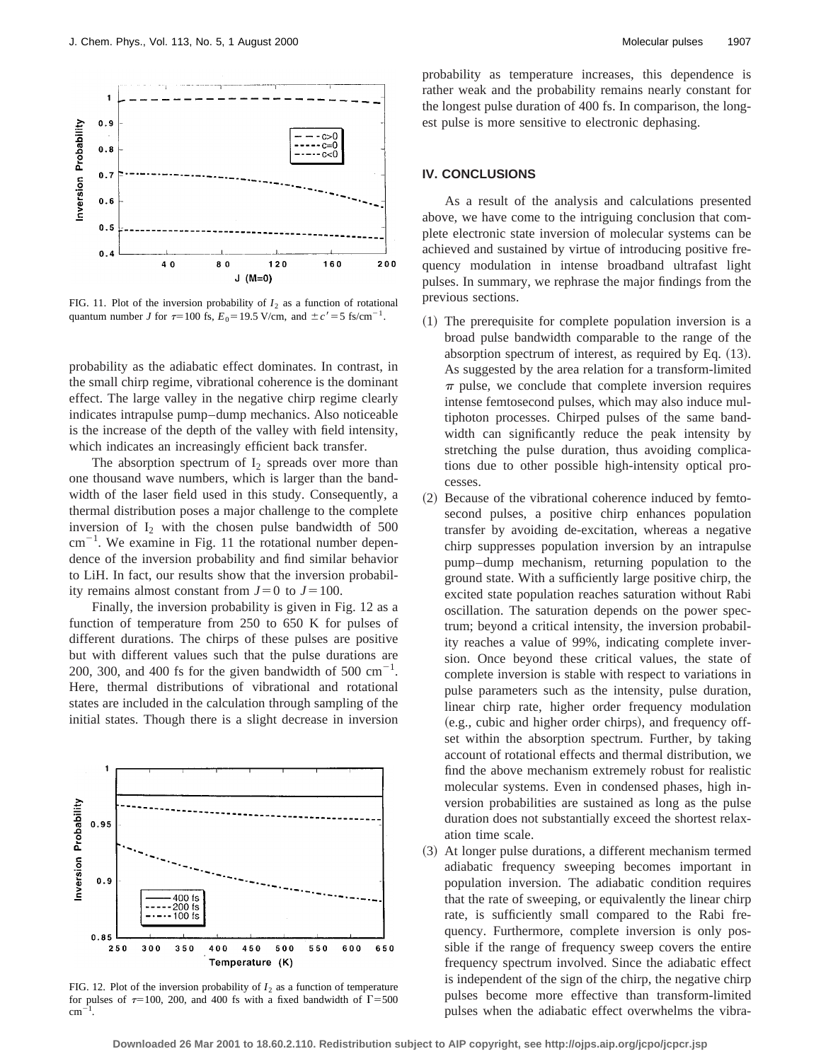FIG. 11. Plot of the inversion probability of $I_2$ as a function of rotational quantum number $J$ for $\tau=100$ fs, $E_0=19.5$ V/cm, and $\pm c'=5$ fs/cm$^{-1}$.

probability as the adiabatic effect dominates. In contrast, in the small chirp regime, vibrational coherence is the dominant effect. The large valley in the negative chirp regime clearly indicates intrapulse pump–dump mechanics. Also noticeable is the increase of the depth of the valley with field intensity, which indicates an increasingly efficient back transfer.

The absorption spectrum of $I_2$ spreads over more than one thousand wave numbers, which is larger than the bandwidth of the laser field used in this study. Consequently, a thermal distribution poses a major challenge to the complete inversion of $I_2$ with the chosen pulse bandwidth of 500 cm$^{-1}$. We examine in Fig. 11 the rotational number dependence of the inversion probability and find similar behavior to LiH. In fact, our results show that the inversion probability remains almost constant from $J=0$ to $J=100$.

Finally, the inversion probability is given in Fig. 12 as a function of temperature from 250 to 650 K for pulses of different durations. The chirps of these pulses are positive but with different values such that the pulse durations are 200, 300, and 400 fs for the given bandwidth of 500 cm$^{-1}$. Here, thermal distributions of vibrational and rotational states are included in the calculation through sampling of the initial states. Though there is a slight decrease in inversion probability as temperature increases, this dependence is rather weak and the probability remains nearly constant for the longest pulse duration of 400 fs. In comparison, the longest pulse is more sensitive to electronic dephasing.

FIG. 12. Plot of the inversion probability of $I_2$ as a function of temperature for pulses of $\tau=100$, 200, and 400 fs with a fixed bandwidth of $\Gamma=500$ cm$^{-1}$.

## IV. CONCLUSIONS

As a result of the analysis and calculations presented above, we have come to the intriguing conclusion that complete electronic state inversion of molecular systems can be achieved and sustained by virtue of introducing positive frequency modulation in intense broadband ultrafast light pulses. In summary, we rephrase the major findings from the previous sections.

(1) The prerequisite for complete population inversion is a broad pulse bandwidth comparable to the range of the absorption spectrum of interest, as required by Eq. (13). As suggested by the area relation for a transform-limited $\pi$ pulse, we conclude that complete inversion requires intense femtosecond pulses, which may also induce multiphoton processes. Chirped pulses of the same bandwidth can significantly reduce the peak intensity by stretching the pulse duration, thus avoiding complications due to other possible high-intensity optical processes.

(2) Because of the vibrational coherence induced by femtosecond pulses, a positive chirp enhances population transfer by avoiding de-excitation, whereas a negative chirp suppresses population inversion by an intrapulse pump–dump mechanism, returning population to the ground state. With a sufficiently large positive chirp, the excited state population reaches saturation without Rabi oscillation. The saturation depends on the power spectrum; beyond a critical intensity, the inversion probability reaches a value of 99%, indicating complete inversion. Once beyond these critical values, the state of complete inversion is stable with respect to variations in pulse parameters such as the intensity, pulse duration, linear chirp rate, higher order frequency modulation (e.g., cubic and higher order chirps), and frequency offset within the absorption spectrum. Further, by taking account of rotational effects and thermal distribution, we find the above mechanism extremely robust for realistic molecular systems. Even in condensed phases, high inversion probabilities are sustained as long as the pulse duration does not substantially exceed the shortest relaxation time scale.

(3) At longer pulse durations, a different mechanism termed adiabatic frequency sweeping becomes important in population inversion. The adiabatic condition requires that the rate of sweeping, or equivalently the linear chirp rate, is sufficiently small compared to the Rabi frequency. Furthermore, complete inversion is only possible if the range of frequency sweep covers the entire frequency spectrum involved. Since the adiabatic effect is independent of the sign of the chirp, the negative chirp pulses become more effective than transform-limited pulses when the adiabatic effect overwhelms the vibra-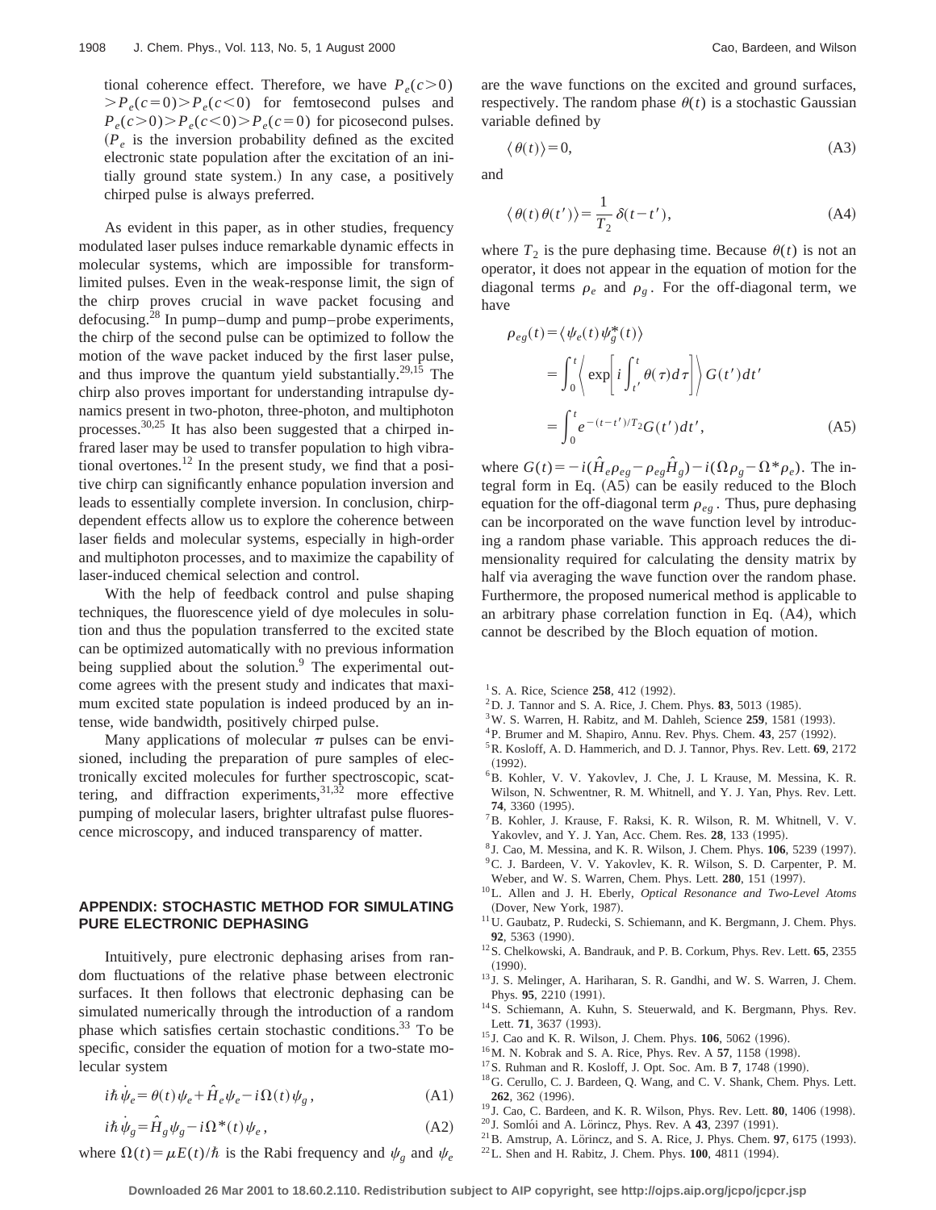tional coherence effect. Therefore, we have $P_e(c>0) > P_e(c=0) > P_e(c<0)$ for femtosecond pulses and $P_e(c>0) > P_e(c<0) > P_e(c=0)$ for picosecond pulses. ($P_e$ is the inversion probability defined as the excited electronic state population after the excitation of an initially ground state system.) In any case, a positively chirped pulse is always preferred.

As evident in this paper, as in other studies, frequency modulated laser pulses induce remarkable dynamic effects in molecular systems, which are impossible for transform-limited pulses. Even in the weak-response limit, the sign of the chirp proves crucial in wave packet focusing and defocusing.[28] In pump–dump and pump–probe experiments, the chirp of the second pulse can be optimized to follow the motion of the wave packet induced by the first laser pulse, and thus improve the quantum yield substantially.[29,15] The chirp also proves important for understanding intrapulse dynamics present in two-photon, three-photon, and multiphoton processes.[30,25] It has also been suggested that a chirped infrared laser may be used to transfer population to high vibrational overtones.[12] In the present study, we find that a positive chirp can significantly enhance population inversion and leads to essentially complete inversion. In conclusion, chirp-dependent effects allow us to explore the coherence between laser fields and molecular systems, especially in high-order and multiphoton processes, and to maximize the capability of laser-induced chemical selection and control.

With the help of feedback control and pulse shaping techniques, the fluorescence yield of dye molecules in solution and thus the population transferred to the excited state can be optimized automatically with no previous information being supplied about the solution.[9] The experimental outcome agrees with the present study and indicates that maximum excited state population is indeed produced by an intense, wide bandwidth, positively chirped pulse.

Many applications of molecular $\pi$ pulses can be envisioned, including the preparation of pure samples of electronically excited molecules for further spectroscopic, scattering, and diffraction experiments,[31,32] more effective pumping of molecular lasers, brighter ultrafast pulse fluorescence microscopy, and induced transparency of matter.

## APPENDIX: STOCHASTIC METHOD FOR SIMULATING PURE ELECTRONIC DEPHASING

Intuitively, pure electronic dephasing arises from random fluctuations of the relative phase between electronic surfaces. It then follows that electronic dephasing can be simulated numerically through the introduction of a random phase which satisfies certain stochastic conditions.[33] To be specific, consider the equation of motion for a two-state molecular system

$$i\hbar \dot{\psi}_e = \theta(t)\psi_e + \hat{H}_e\psi_e - i\Omega(t)\psi_g, \tag{A1}$$

$$i\hbar \dot{\psi}_g = \hat{H}_g\psi_g - i\Omega^*(t)\psi_e, \tag{A2}$$

where $\Omega(t)=\mu E(t)/\hbar$ is the Rabi frequency and $\psi_g$ and $\psi_e$ are the wave functions on the excited and ground surfaces, respectively. The random phase $\theta(t)$ is a stochastic Gaussian variable defined by

$$\langle \theta(t) \rangle = 0, \tag{A3}$$

and

$$\langle \theta(t)\theta(t') \rangle = \frac{1}{T_2}\delta(t-t'), \tag{A4}$$

where $T_2$ is the pure dephasing time. Because $\theta(t)$ is not an operator, it does not appear in the equation of motion for the diagonal terms $\rho_e$ and $\rho_g$. For the off-diagonal term, we have

$$\begin{aligned}\rho_{eg}(t) &= \langle \psi_e(t)\psi_g^*(t) \rangle \\ &= \int_0^t \left\langle \exp\left[ i\int_{t'}^t \theta(\tau)d\tau \right] \right\rangle G(t')dt' \\ &= \int_0^t e^{-(t-t')/T_2} G(t')dt',\end{aligned} \tag{A5}$$

where $G(t) = -i(\hat{H}_e\rho_{eg} - \rho_{eg}\hat{H}_g) - i(\Omega\rho_g - \Omega^*\rho_e)$. The integral form in Eq. (A5) can be easily reduced to the Bloch equation for the off-diagonal term $\rho_{eg}$. Thus, pure dephasing can be incorporated on the wave function level by introducing a random phase variable. This approach reduces the dimensionality required for calculating the density matrix by half via averaging the wave function over the random phase. Furthermore, the proposed numerical method is applicable to an arbitrary phase correlation function in Eq. (A4), which cannot be described by the Bloch equation of motion.

[1] S. A. Rice, Science **258**, 412 (1992).
[2] D. J. Tannor and S. A. Rice, J. Chem. Phys. **83**, 5013 (1985).
[3] W. S. Warren, H. Rabitz, and M. Dahleh, Science **259**, 1581 (1993).
[4] P. Brumer and M. Shapiro, Annu. Rev. Phys. Chem. **43**, 257 (1992).
[5] R. Kosloff, A. D. Hammerich, and D. J. Tannor, Phys. Rev. Lett. **69**, 2172 (1992).
[6] B. Kohler, V. V. Yakovlev, J. Che, J. L Krause, M. Messina, K. R. Wilson, N. Schwentner, R. M. Whitnell, and Y. J. Yan, Phys. Rev. Lett. **74**, 3360 (1995).
[7] B. Kohler, J. Krause, F. Raksi, K. R. Wilson, R. M. Whitnell, V. V. Yakovlev, and Y. J. Yan, Acc. Chem. Res. **28**, 133 (1995).
[8] J. Cao, M. Messina, and K. R. Wilson, J. Chem. Phys. **106**, 5239 (1997).
[9] C. J. Bardeen, V. V. Yakovlev, K. R. Wilson, S. D. Carpenter, P. M. Weber, and W. S. Warren, Chem. Phys. Lett. **280**, 151 (1997).
[10] L. Allen and J. H. Eberly, *Optical Resonance and Two-Level Atoms* (Dover, New York, 1987).
[11] U. Gaubatz, P. Rudecki, S. Schiemann, and K. Bergmann, J. Chem. Phys. **92**, 5363 (1990).
[12] S. Chelkowski, A. Bandrauk, and P. B. Corkum, Phys. Rev. Lett. **65**, 2355 (1990).
[13] J. S. Melinger, A. Hariharan, S. R. Gandhi, and W. S. Warren, J. Chem. Phys. **95**, 2210 (1991).
[14] S. Schiemann, A. Kuhn, S. Steuerwald, and K. Bergmann, Phys. Rev. Lett. **71**, 3637 (1993).
[15] J. Cao and K. R. Wilson, J. Chem. Phys. **106**, 5062 (1996).
[16] M. N. Kobrak and S. A. Rice, Phys. Rev. A **57**, 1158 (1998).
[17] S. Ruhman and R. Kosloff, J. Opt. Soc. Am. B **7**, 1748 (1990).
[18] G. Cerullo, C. J. Bardeen, Q. Wang, and C. V. Shank, Chem. Phys. Lett. **262**, 362 (1996).
[19] J. Cao, C. Bardeen, and K. R. Wilson, Phys. Rev. Lett. **80**, 1406 (1998).
[20] J. Somlói and A. Lörincz, Phys. Rev. A **43**, 2397 (1991).
[21] B. Amstrup, A. Lörincz, and S. A. Rice, J. Phys. Chem. **97**, 6175 (1993).
[22] L. Shen and H. Rabitz, J. Chem. Phys. **100**, 4811 (1994).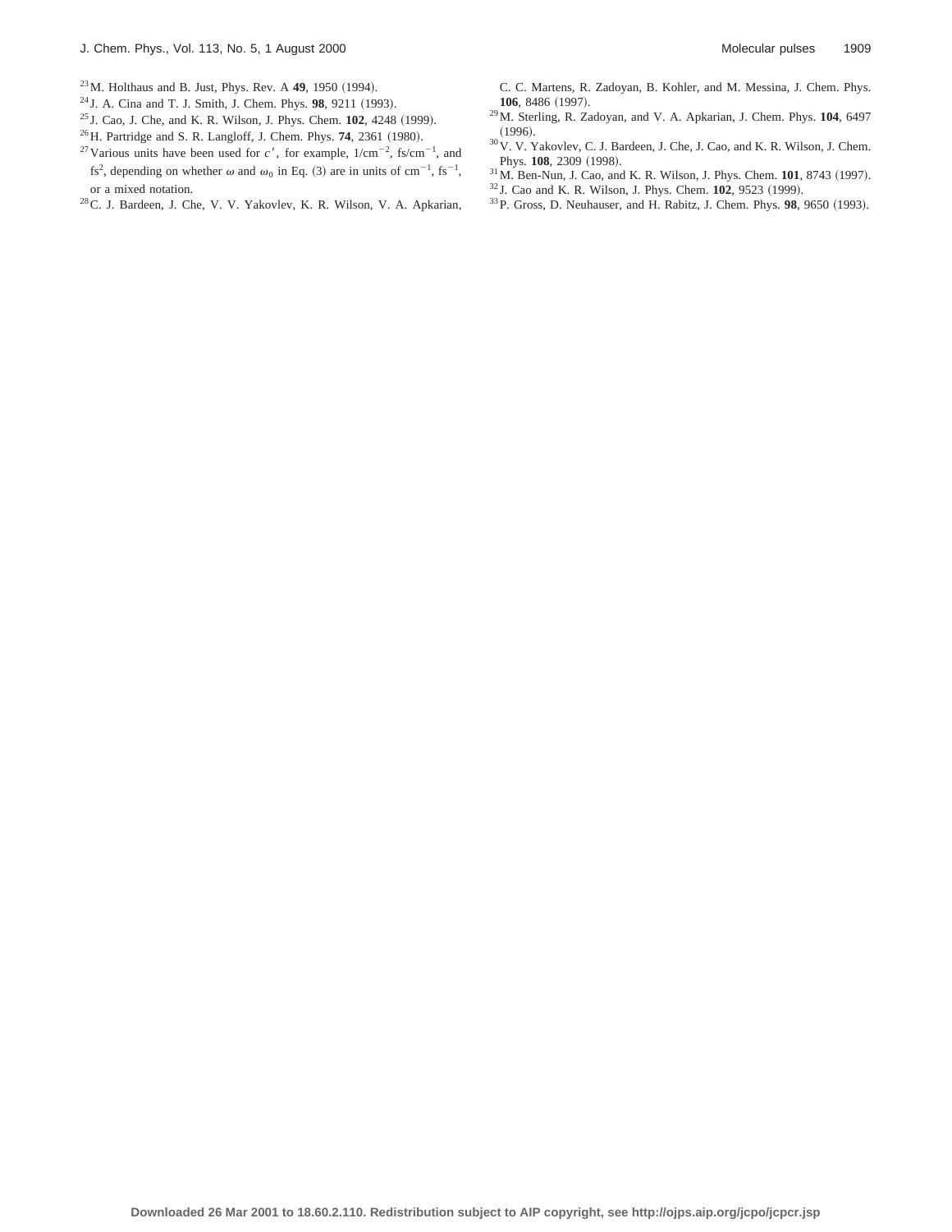[23] M. Holthaus and B. Just, Phys. Rev. A **49**, 1950 (1994).

[24] J. A. Cina and T. J. Smith, J. Chem. Phys. **98**, 9211 (1993).

[25] J. Cao, J. Che, and K. R. Wilson, J. Phys. Chem. **102**, 4248 (1999).

[26] H. Partridge and S. R. Langloff, J. Chem. Phys. **74**, 2361 (1980).

[27] Various units have been used for $c'$, for example, $1/\mathrm{cm}^{-2}$, $\mathrm{fs/cm}^{-1}$, and $\mathrm{fs}^2$, depending on whether $\omega$ and $\omega_0$ in Eq. (3) are in units of $\mathrm{cm}^{-1}$, $\mathrm{fs}^{-1}$, or a mixed notation.

[28] C. J. Bardeen, J. Che, V. V. Yakovlev, K. R. Wilson, V. A. Apkarian, C. C. Martens, R. Zadoyan, B. Kohler, and M. Messina, J. Chem. Phys. **106**, 8486 (1997).

[29] M. Sterling, R. Zadoyan, and V. A. Apkarian, J. Chem. Phys. **104**, 6497 (1996).

[30] V. V. Yakovlev, C. J. Bardeen, J. Che, J. Cao, and K. R. Wilson, J. Chem. Phys. **108**, 2309 (1998).

[31] M. Ben-Nun, J. Cao, and K. R. Wilson, J. Phys. Chem. **101**, 8743 (1997).

[32] J. Cao and K. R. Wilson, J. Phys. Chem. **102**, 9523 (1999).

[33] P. Gross, D. Neuhauser, and H. Rabitz, J. Chem. Phys. **98**, 9650 (1993).